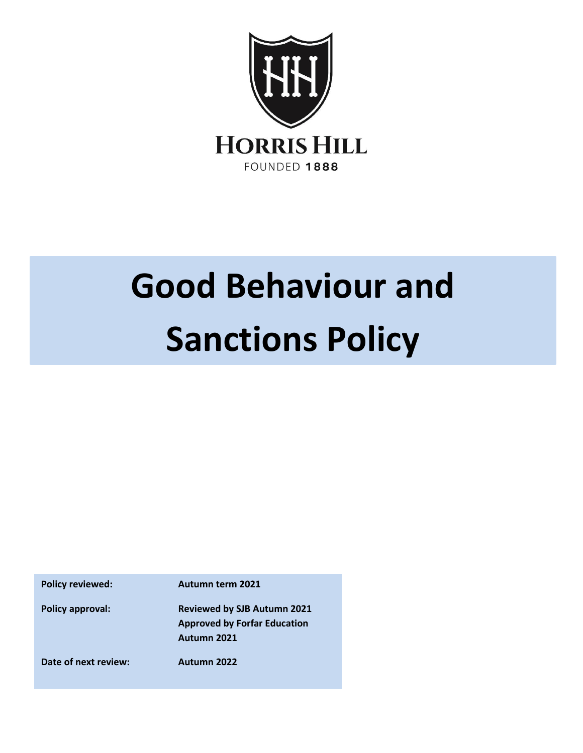HORRIS HILL

FOUNDED 1888

# Good Behaviour and Sanctions Policy

| | |
|---|---|
| **Policy reviewed:** | **Autumn term 2021** |
| **Policy approval:** | **Reviewed by SJB Autumn 2021**<br>**Approved by Forfar Education Autumn 2021** |
| **Date of next review:** | **Autumn 2022** |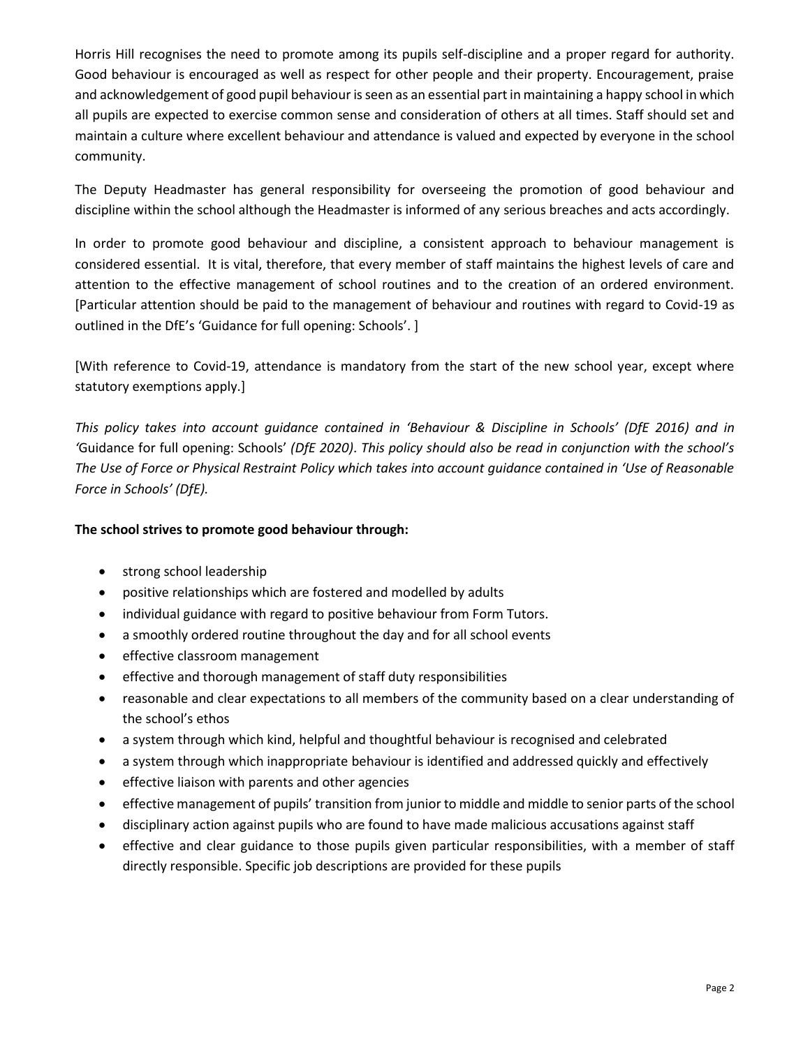Horris Hill recognises the need to promote among its pupils self-discipline and a proper regard for authority. Good behaviour is encouraged as well as respect for other people and their property. Encouragement, praise and acknowledgement of good pupil behaviour is seen as an essential part in maintaining a happy school in which all pupils are expected to exercise common sense and consideration of others at all times. Staff should set and maintain a culture where excellent behaviour and attendance is valued and expected by everyone in the school community.

The Deputy Headmaster has general responsibility for overseeing the promotion of good behaviour and discipline within the school although the Headmaster is informed of any serious breaches and acts accordingly.

In order to promote good behaviour and discipline, a consistent approach to behaviour management is considered essential. It is vital, therefore, that every member of staff maintains the highest levels of care and attention to the effective management of school routines and to the creation of an ordered environment. [Particular attention should be paid to the management of behaviour and routines with regard to Covid-19 as outlined in the DfE's 'Guidance for full opening: Schools'. ]

[With reference to Covid-19, attendance is mandatory from the start of the new school year, except where statutory exemptions apply.]

*This policy takes into account guidance contained in 'Behaviour & Discipline in Schools' (DfE 2016) and in '*Guidance for full opening: Schools' *(DfE 2020). This policy should also be read in conjunction with the school's The Use of Force or Physical Restraint Policy which takes into account guidance contained in 'Use of Reasonable Force in Schools' (DfE).*

**The school strives to promote good behaviour through:**

- strong school leadership
- positive relationships which are fostered and modelled by adults
- individual guidance with regard to positive behaviour from Form Tutors.
- a smoothly ordered routine throughout the day and for all school events
- effective classroom management
- effective and thorough management of staff duty responsibilities
- reasonable and clear expectations to all members of the community based on a clear understanding of the school's ethos
- a system through which kind, helpful and thoughtful behaviour is recognised and celebrated
- a system through which inappropriate behaviour is identified and addressed quickly and effectively
- effective liaison with parents and other agencies
- effective management of pupils' transition from junior to middle and middle to senior parts of the school
- disciplinary action against pupils who are found to have made malicious accusations against staff
- effective and clear guidance to those pupils given particular responsibilities, with a member of staff directly responsible. Specific job descriptions are provided for these pupils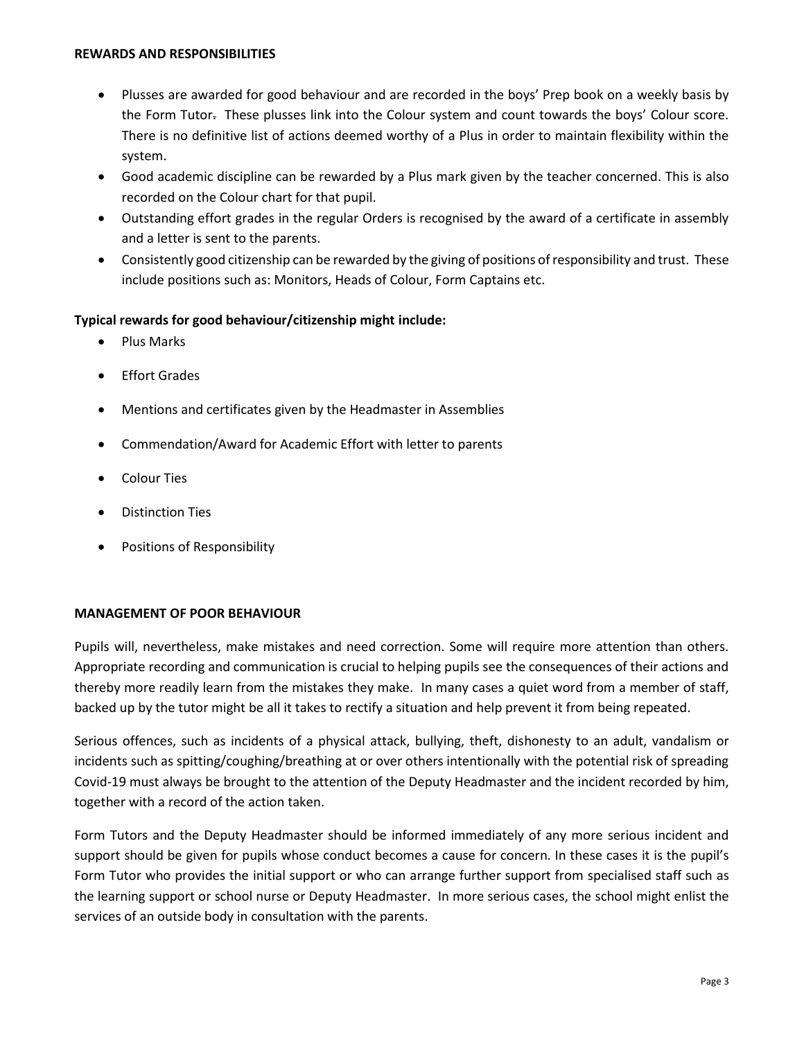## REWARDS AND RESPONSIBILITIES

- Plusses are awarded for good behaviour and are recorded in the boys' Prep book on a weekly basis by the Form Tutor. These plusses link into the Colour system and count towards the boys' Colour score. There is no definitive list of actions deemed worthy of a Plus in order to maintain flexibility within the system.
- Good academic discipline can be rewarded by a Plus mark given by the teacher concerned. This is also recorded on the Colour chart for that pupil.
- Outstanding effort grades in the regular Orders is recognised by the award of a certificate in assembly and a letter is sent to the parents.
- Consistently good citizenship can be rewarded by the giving of positions of responsibility and trust. These include positions such as: Monitors, Heads of Colour, Form Captains etc.

**Typical rewards for good behaviour/citizenship might include:**

- Plus Marks
- Effort Grades
- Mentions and certificates given by the Headmaster in Assemblies
- Commendation/Award for Academic Effort with letter to parents
- Colour Ties
- Distinction Ties
- Positions of Responsibility

## MANAGEMENT OF POOR BEHAVIOUR

Pupils will, nevertheless, make mistakes and need correction. Some will require more attention than others. Appropriate recording and communication is crucial to helping pupils see the consequences of their actions and thereby more readily learn from the mistakes they make. In many cases a quiet word from a member of staff, backed up by the tutor might be all it takes to rectify a situation and help prevent it from being repeated.

Serious offences, such as incidents of a physical attack, bullying, theft, dishonesty to an adult, vandalism or incidents such as spitting/coughing/breathing at or over others intentionally with the potential risk of spreading Covid-19 must always be brought to the attention of the Deputy Headmaster and the incident recorded by him, together with a record of the action taken.

Form Tutors and the Deputy Headmaster should be informed immediately of any more serious incident and support should be given for pupils whose conduct becomes a cause for concern. In these cases it is the pupil's Form Tutor who provides the initial support or who can arrange further support from specialised staff such as the learning support or school nurse or Deputy Headmaster. In more serious cases, the school might enlist the services of an outside body in consultation with the parents.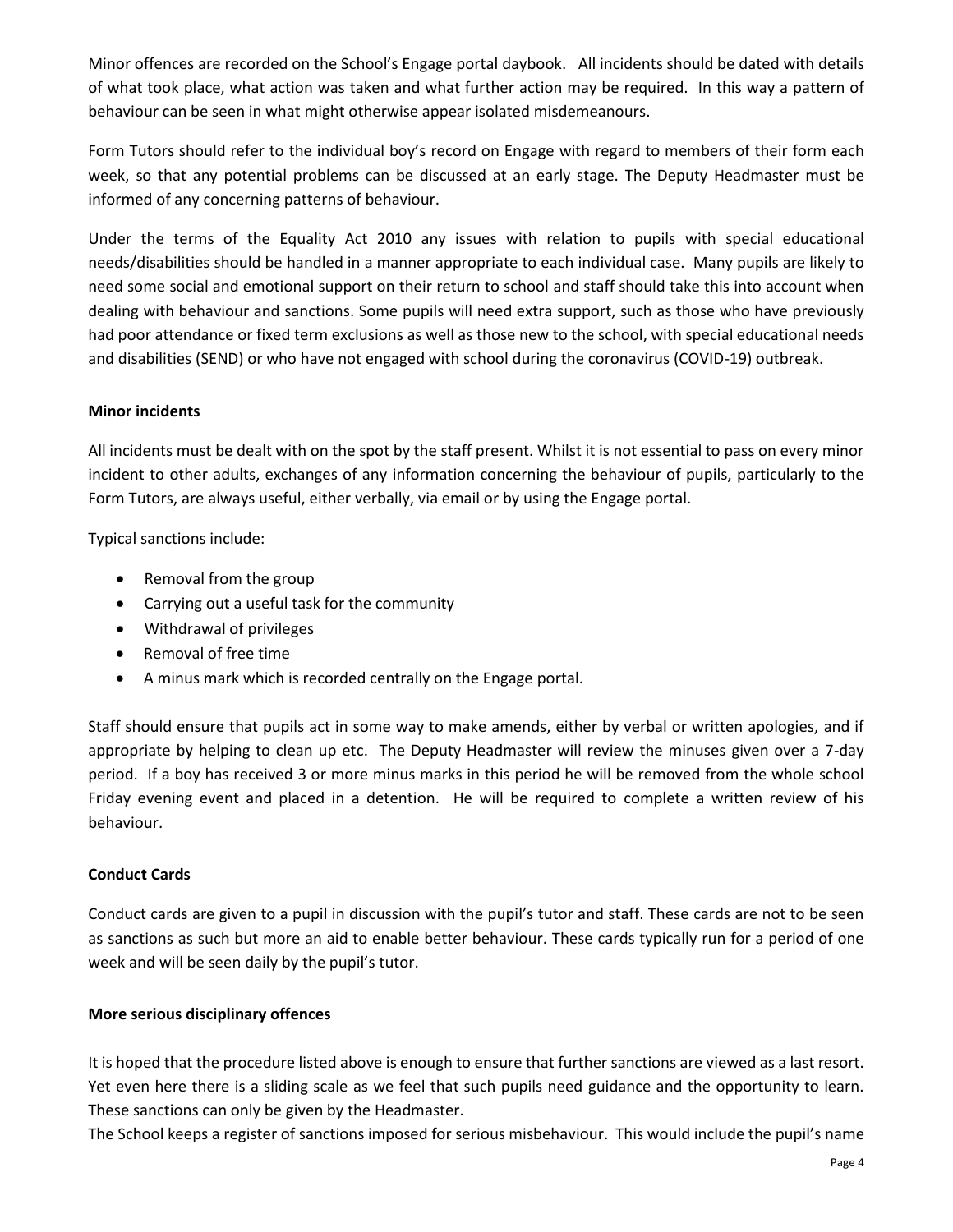Minor offences are recorded on the School's Engage portal daybook. All incidents should be dated with details of what took place, what action was taken and what further action may be required. In this way a pattern of behaviour can be seen in what might otherwise appear isolated misdemeanours.

Form Tutors should refer to the individual boy's record on Engage with regard to members of their form each week, so that any potential problems can be discussed at an early stage. The Deputy Headmaster must be informed of any concerning patterns of behaviour.

Under the terms of the Equality Act 2010 any issues with relation to pupils with special educational needs/disabilities should be handled in a manner appropriate to each individual case. Many pupils are likely to need some social and emotional support on their return to school and staff should take this into account when dealing with behaviour and sanctions. Some pupils will need extra support, such as those who have previously had poor attendance or fixed term exclusions as well as those new to the school, with special educational needs and disabilities (SEND) or who have not engaged with school during the coronavirus (COVID-19) outbreak.

**Minor incidents**

All incidents must be dealt with on the spot by the staff present. Whilst it is not essential to pass on every minor incident to other adults, exchanges of any information concerning the behaviour of pupils, particularly to the Form Tutors, are always useful, either verbally, via email or by using the Engage portal.

Typical sanctions include:

- Removal from the group
- Carrying out a useful task for the community
- Withdrawal of privileges
- Removal of free time
- A minus mark which is recorded centrally on the Engage portal.

Staff should ensure that pupils act in some way to make amends, either by verbal or written apologies, and if appropriate by helping to clean up etc. The Deputy Headmaster will review the minuses given over a 7-day period. If a boy has received 3 or more minus marks in this period he will be removed from the whole school Friday evening event and placed in a detention. He will be required to complete a written review of his behaviour.

**Conduct Cards**

Conduct cards are given to a pupil in discussion with the pupil's tutor and staff. These cards are not to be seen as sanctions as such but more an aid to enable better behaviour. These cards typically run for a period of one week and will be seen daily by the pupil's tutor.

**More serious disciplinary offences**

It is hoped that the procedure listed above is enough to ensure that further sanctions are viewed as a last resort. Yet even here there is a sliding scale as we feel that such pupils need guidance and the opportunity to learn. These sanctions can only be given by the Headmaster.

The School keeps a register of sanctions imposed for serious misbehaviour. This would include the pupil's name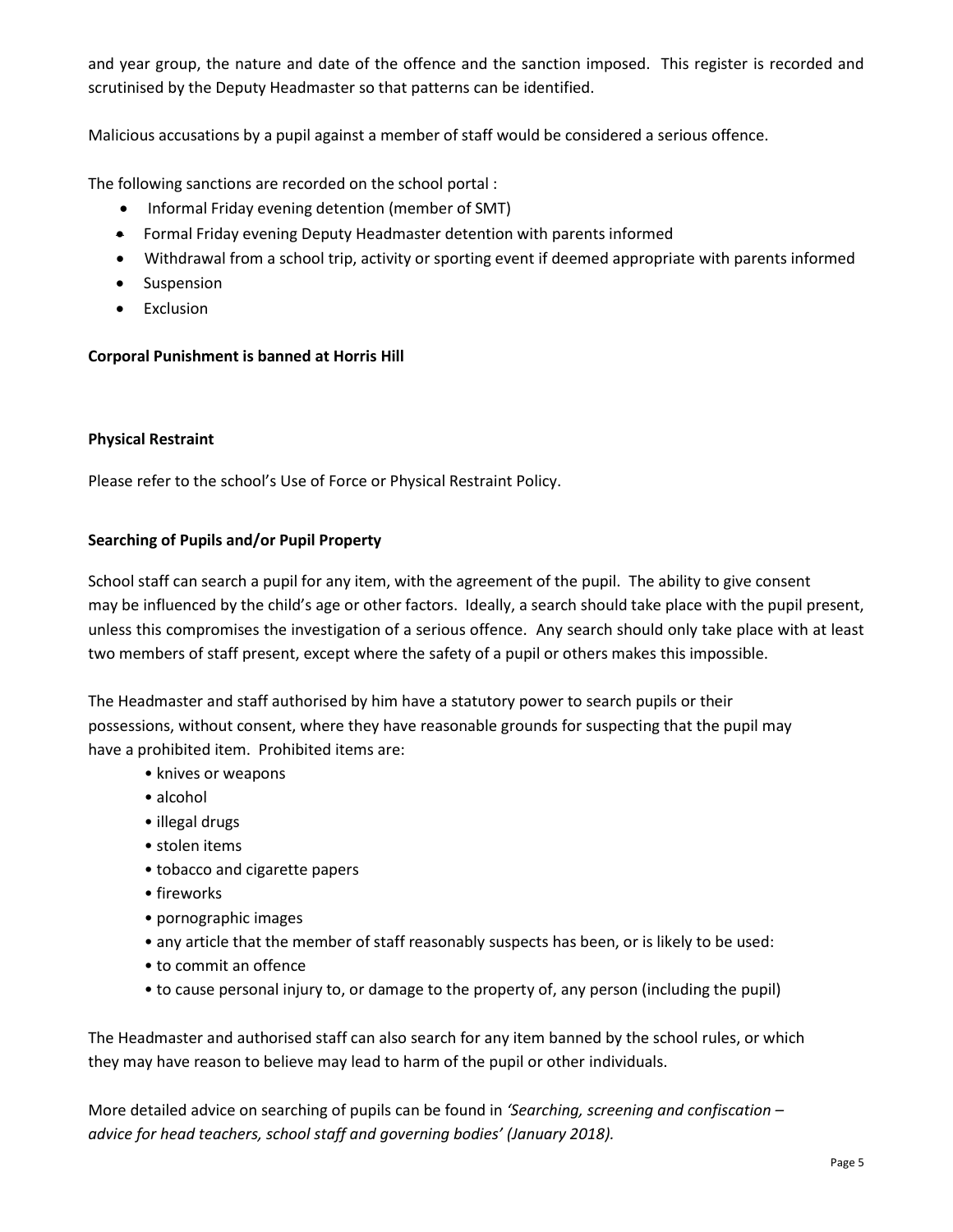and year group, the nature and date of the offence and the sanction imposed. This register is recorded and scrutinised by the Deputy Headmaster so that patterns can be identified.

Malicious accusations by a pupil against a member of staff would be considered a serious offence.

The following sanctions are recorded on the school portal :

- Informal Friday evening detention (member of SMT)
- Formal Friday evening Deputy Headmaster detention with parents informed
- Withdrawal from a school trip, activity or sporting event if deemed appropriate with parents informed
- Suspension
- Exclusion

**Corporal Punishment is banned at Horris Hill**

**Physical Restraint**

Please refer to the school's Use of Force or Physical Restraint Policy.

**Searching of Pupils and/or Pupil Property**

School staff can search a pupil for any item, with the agreement of the pupil. The ability to give consent may be influenced by the child's age or other factors. Ideally, a search should take place with the pupil present, unless this compromises the investigation of a serious offence. Any search should only take place with at least two members of staff present, except where the safety of a pupil or others makes this impossible.

The Headmaster and staff authorised by him have a statutory power to search pupils or their possessions, without consent, where they have reasonable grounds for suspecting that the pupil may have a prohibited item. Prohibited items are:

- knives or weapons
- alcohol
- illegal drugs
- stolen items
- tobacco and cigarette papers
- fireworks
- pornographic images
- any article that the member of staff reasonably suspects has been, or is likely to be used:
- to commit an offence
- to cause personal injury to, or damage to the property of, any person (including the pupil)

The Headmaster and authorised staff can also search for any item banned by the school rules, or which they may have reason to believe may lead to harm of the pupil or other individuals.

More detailed advice on searching of pupils can be found in *'Searching, screening and confiscation – advice for head teachers, school staff and governing bodies' (January 2018).*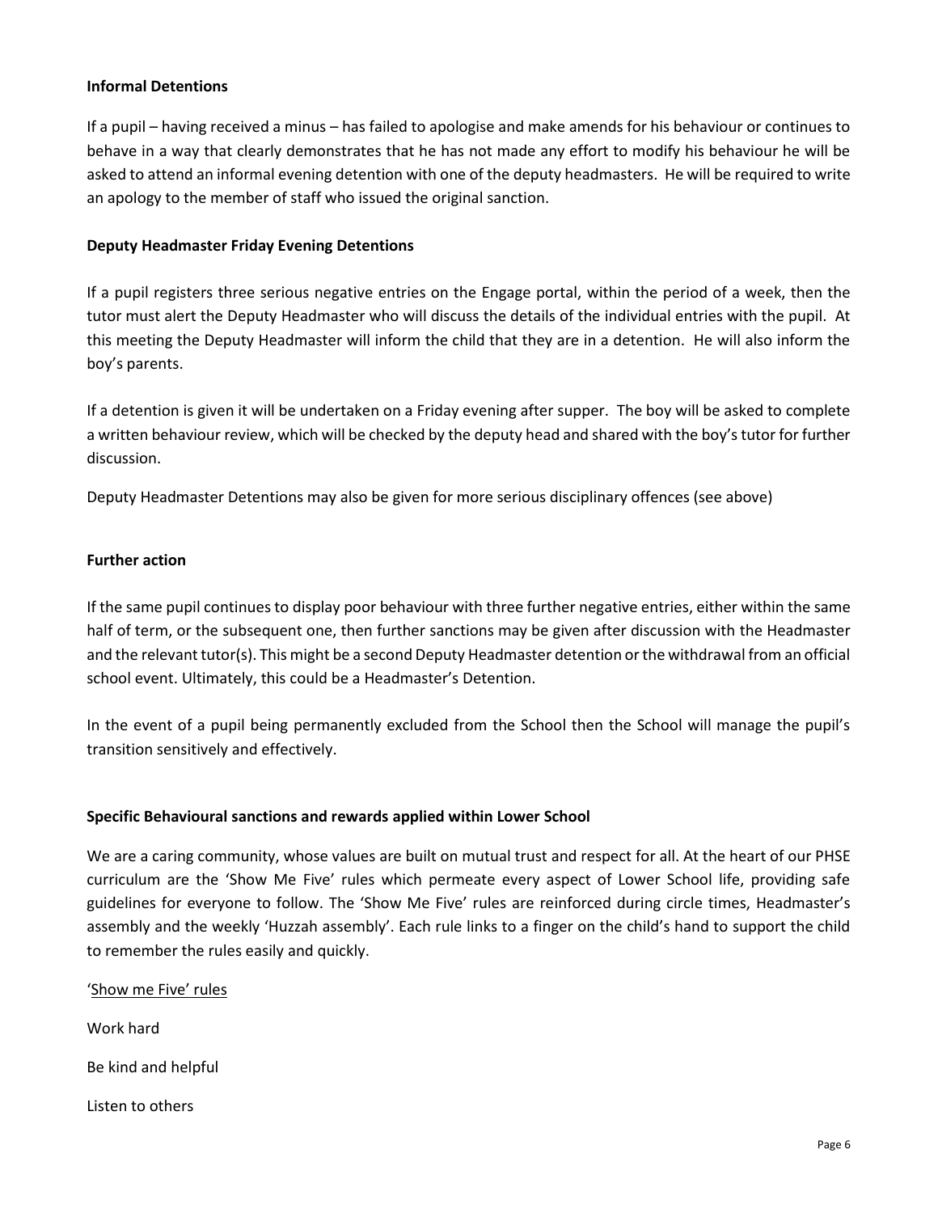**Informal Detentions**

If a pupil – having received a minus – has failed to apologise and make amends for his behaviour or continues to behave in a way that clearly demonstrates that he has not made any effort to modify his behaviour he will be asked to attend an informal evening detention with one of the deputy headmasters. He will be required to write an apology to the member of staff who issued the original sanction.

**Deputy Headmaster Friday Evening Detentions**

If a pupil registers three serious negative entries on the Engage portal, within the period of a week, then the tutor must alert the Deputy Headmaster who will discuss the details of the individual entries with the pupil. At this meeting the Deputy Headmaster will inform the child that they are in a detention. He will also inform the boy's parents.

If a detention is given it will be undertaken on a Friday evening after supper. The boy will be asked to complete a written behaviour review, which will be checked by the deputy head and shared with the boy's tutor for further discussion.

Deputy Headmaster Detentions may also be given for more serious disciplinary offences (see above)

**Further action**

If the same pupil continues to display poor behaviour with three further negative entries, either within the same half of term, or the subsequent one, then further sanctions may be given after discussion with the Headmaster and the relevant tutor(s). This might be a second Deputy Headmaster detention or the withdrawal from an official school event. Ultimately, this could be a Headmaster's Detention.

In the event of a pupil being permanently excluded from the School then the School will manage the pupil's transition sensitively and effectively.

**Specific Behavioural sanctions and rewards applied within Lower School**

We are a caring community, whose values are built on mutual trust and respect for all. At the heart of our PHSE curriculum are the 'Show Me Five' rules which permeate every aspect of Lower School life, providing safe guidelines for everyone to follow. The 'Show Me Five' rules are reinforced during circle times, Headmaster's assembly and the weekly 'Huzzah assembly'. Each rule links to a finger on the child's hand to support the child to remember the rules easily and quickly.

'Show me Five' rules

Work hard

Be kind and helpful

Listen to others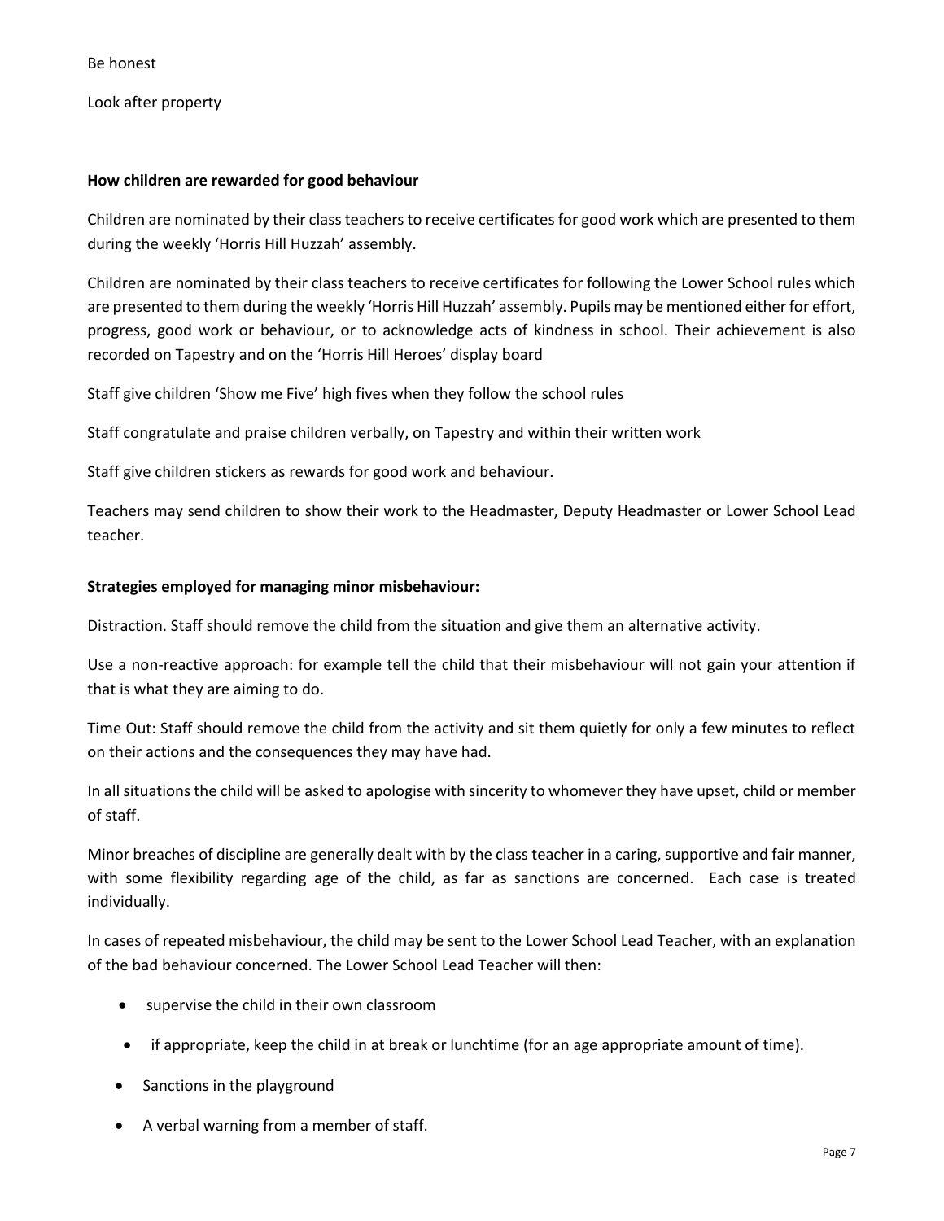Be honest

Look after property

**How children are rewarded for good behaviour**

Children are nominated by their class teachers to receive certificates for good work which are presented to them during the weekly 'Horris Hill Huzzah' assembly.

Children are nominated by their class teachers to receive certificates for following the Lower School rules which are presented to them during the weekly 'Horris Hill Huzzah' assembly. Pupils may be mentioned either for effort, progress, good work or behaviour, or to acknowledge acts of kindness in school. Their achievement is also recorded on Tapestry and on the 'Horris Hill Heroes' display board

Staff give children 'Show me Five' high fives when they follow the school rules

Staff congratulate and praise children verbally, on Tapestry and within their written work

Staff give children stickers as rewards for good work and behaviour.

Teachers may send children to show their work to the Headmaster, Deputy Headmaster or Lower School Lead teacher.

**Strategies employed for managing minor misbehaviour:**

Distraction. Staff should remove the child from the situation and give them an alternative activity.

Use a non-reactive approach: for example tell the child that their misbehaviour will not gain your attention if that is what they are aiming to do.

Time Out: Staff should remove the child from the activity and sit them quietly for only a few minutes to reflect on their actions and the consequences they may have had.

In all situations the child will be asked to apologise with sincerity to whomever they have upset, child or member of staff.

Minor breaches of discipline are generally dealt with by the class teacher in a caring, supportive and fair manner, with some flexibility regarding age of the child, as far as sanctions are concerned. Each case is treated individually.

In cases of repeated misbehaviour, the child may be sent to the Lower School Lead Teacher, with an explanation of the bad behaviour concerned. The Lower School Lead Teacher will then:

- supervise the child in their own classroom
- if appropriate, keep the child in at break or lunchtime (for an age appropriate amount of time).
- Sanctions in the playground
- A verbal warning from a member of staff.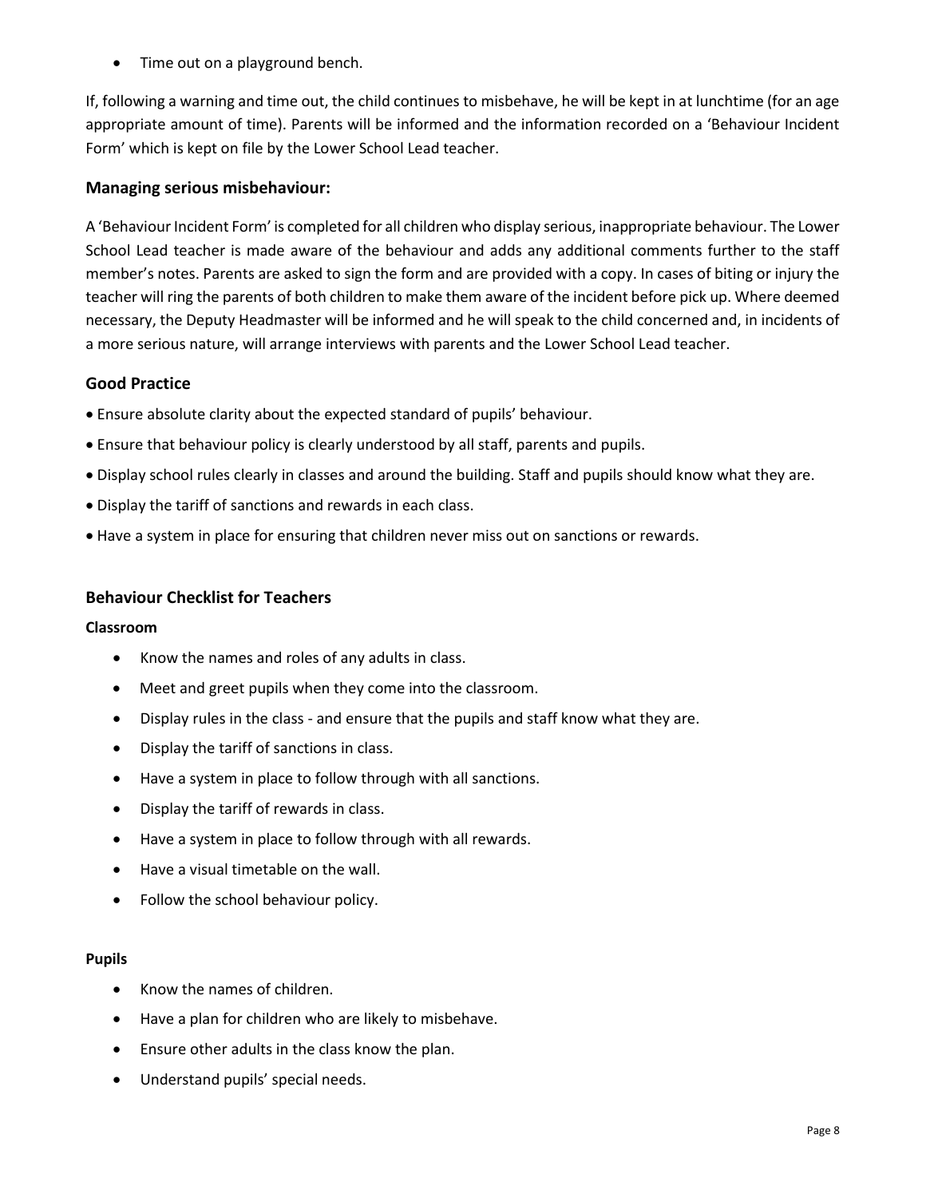- Time out on a playground bench.

If, following a warning and time out, the child continues to misbehave, he will be kept in at lunchtime (for an age appropriate amount of time). Parents will be informed and the information recorded on a 'Behaviour Incident Form' which is kept on file by the Lower School Lead teacher.

### Managing serious misbehaviour:

A 'Behaviour Incident Form' is completed for all children who display serious, inappropriate behaviour. The Lower School Lead teacher is made aware of the behaviour and adds any additional comments further to the staff member's notes. Parents are asked to sign the form and are provided with a copy. In cases of biting or injury the teacher will ring the parents of both children to make them aware of the incident before pick up. Where deemed necessary, the Deputy Headmaster will be informed and he will speak to the child concerned and, in incidents of a more serious nature, will arrange interviews with parents and the Lower School Lead teacher.

### Good Practice

- Ensure absolute clarity about the expected standard of pupils' behaviour.
- Ensure that behaviour policy is clearly understood by all staff, parents and pupils.
- Display school rules clearly in classes and around the building. Staff and pupils should know what they are.
- Display the tariff of sanctions and rewards in each class.
- Have a system in place for ensuring that children never miss out on sanctions or rewards.

### Behaviour Checklist for Teachers

**Classroom**

- Know the names and roles of any adults in class.
- Meet and greet pupils when they come into the classroom.
- Display rules in the class - and ensure that the pupils and staff know what they are.
- Display the tariff of sanctions in class.
- Have a system in place to follow through with all sanctions.
- Display the tariff of rewards in class.
- Have a system in place to follow through with all rewards.
- Have a visual timetable on the wall.
- Follow the school behaviour policy.

**Pupils**

- Know the names of children.
- Have a plan for children who are likely to misbehave.
- Ensure other adults in the class know the plan.
- Understand pupils' special needs.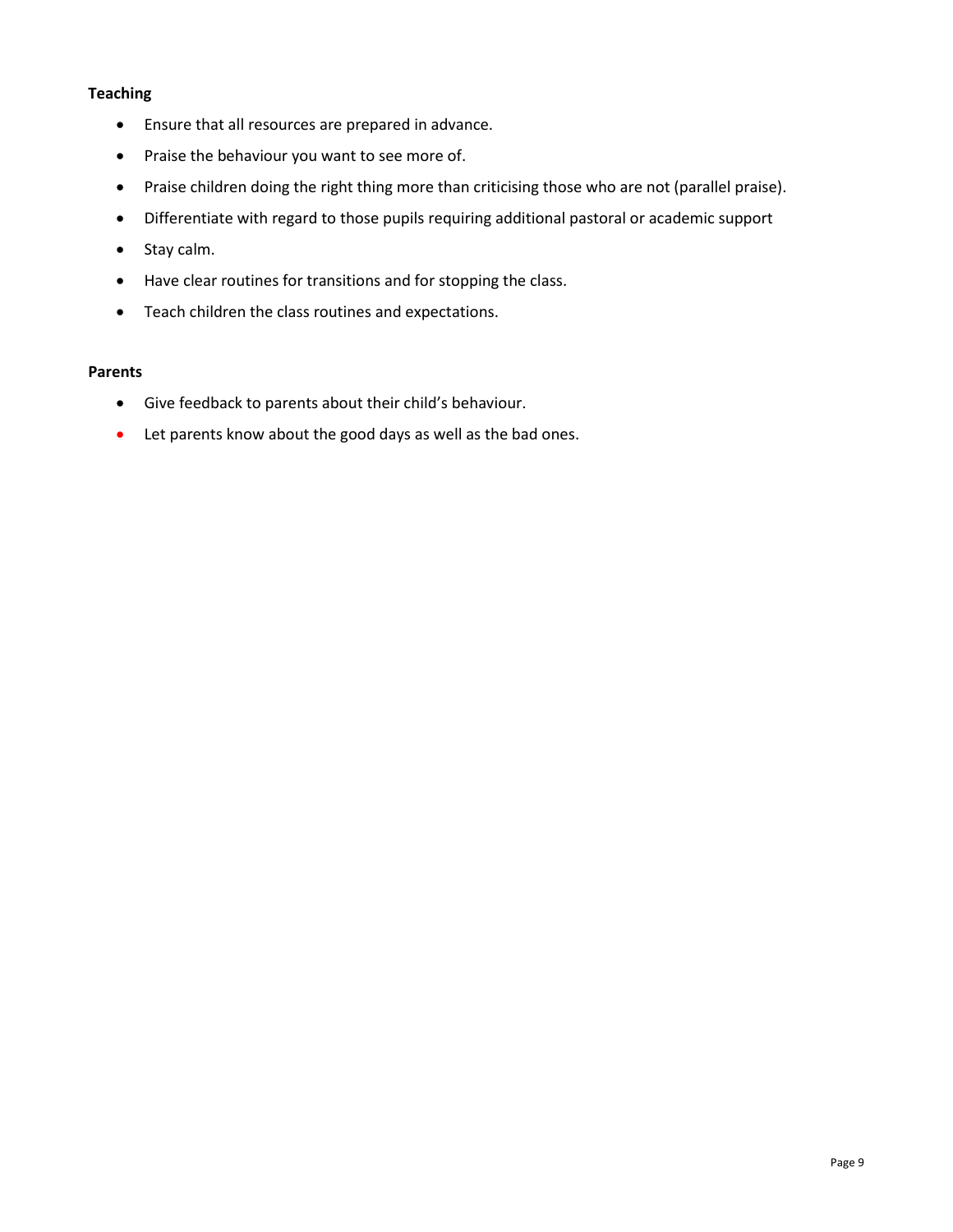**Teaching**

- Ensure that all resources are prepared in advance.
- Praise the behaviour you want to see more of.
- Praise children doing the right thing more than criticising those who are not (parallel praise).
- Differentiate with regard to those pupils requiring additional pastoral or academic support
- Stay calm.
- Have clear routines for transitions and for stopping the class.
- Teach children the class routines and expectations.

**Parents**

- Give feedback to parents about their child's behaviour.
- Let parents know about the good days as well as the bad ones.